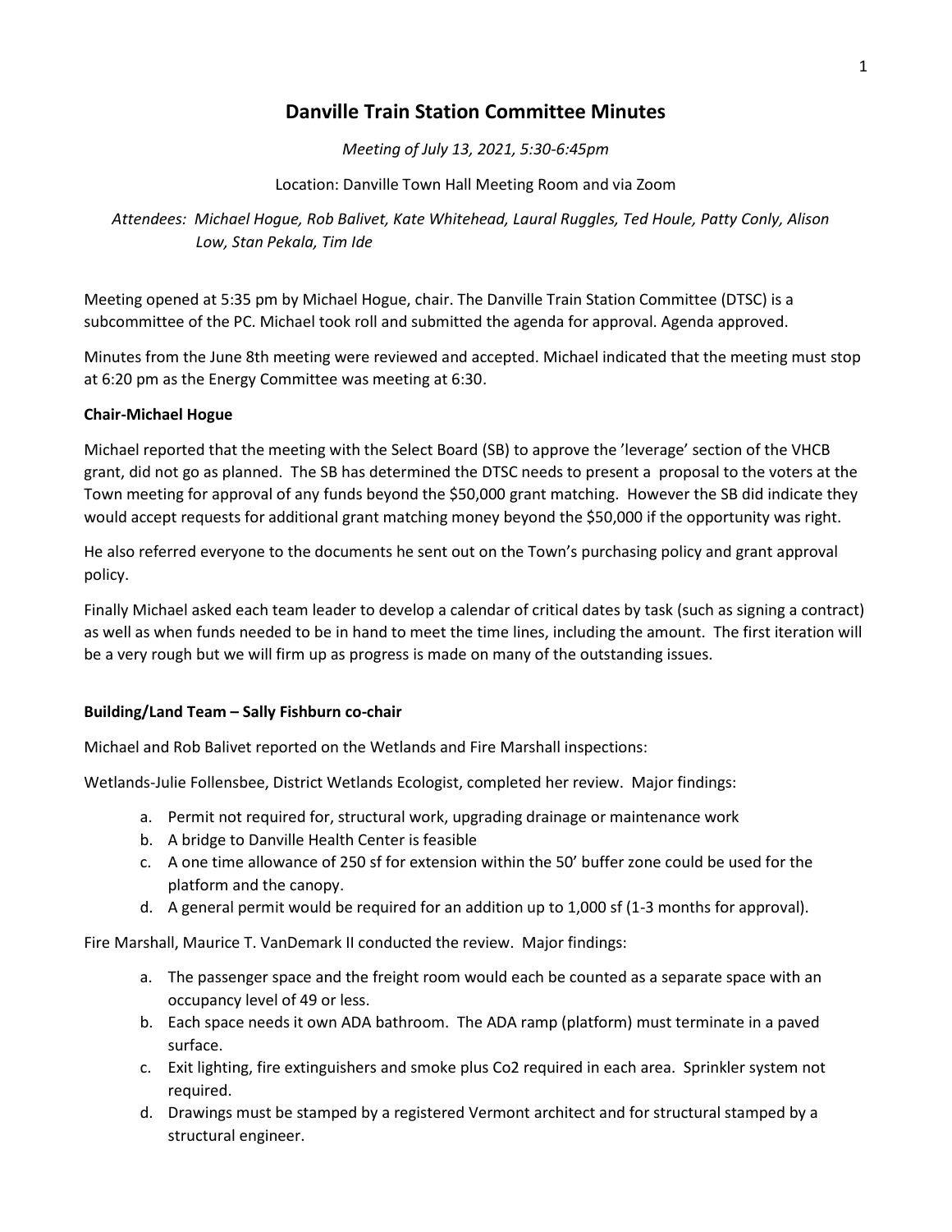# Danville Train Station Committee Minutes

*Meeting of July 13, 2021, 5:30-6:45pm*

Location: Danville Town Hall Meeting Room and via Zoom

*Attendees: Michael Hogue, Rob Balivet, Kate Whitehead, Laural Ruggles, Ted Houle, Patty Conly, Alison Low, Stan Pekala, Tim Ide*

Meeting opened at 5:35 pm by Michael Hogue, chair. The Danville Train Station Committee (DTSC) is a subcommittee of the PC. Michael took roll and submitted the agenda for approval. Agenda approved.

Minutes from the June 8th meeting were reviewed and accepted. Michael indicated that the meeting must stop at 6:20 pm as the Energy Committee was meeting at 6:30.

**Chair-Michael Hogue**

Michael reported that the meeting with the Select Board (SB) to approve the 'leverage' section of the VHCB grant, did not go as planned. The SB has determined the DTSC needs to present a proposal to the voters at the Town meeting for approval of any funds beyond the $50,000 grant matching. However the SB did indicate they would accept requests for additional grant matching money beyond the $50,000 if the opportunity was right.

He also referred everyone to the documents he sent out on the Town's purchasing policy and grant approval policy.

Finally Michael asked each team leader to develop a calendar of critical dates by task (such as signing a contract) as well as when funds needed to be in hand to meet the time lines, including the amount. The first iteration will be a very rough but we will firm up as progress is made on many of the outstanding issues.

**Building/Land Team – Sally Fishburn co-chair**

Michael and Rob Balivet reported on the Wetlands and Fire Marshall inspections:

Wetlands-Julie Follensbee, District Wetlands Ecologist, completed her review. Major findings:

a. Permit not required for, structural work, upgrading drainage or maintenance work
b. A bridge to Danville Health Center is feasible
c. A one time allowance of 250 sf for extension within the 50' buffer zone could be used for the platform and the canopy.
d. A general permit would be required for an addition up to 1,000 sf (1-3 months for approval).

Fire Marshall, Maurice T. VanDemark II conducted the review. Major findings:

a. The passenger space and the freight room would each be counted as a separate space with an occupancy level of 49 or less.
b. Each space needs it own ADA bathroom. The ADA ramp (platform) must terminate in a paved surface.
c. Exit lighting, fire extinguishers and smoke plus Co2 required in each area. Sprinkler system not required.
d. Drawings must be stamped by a registered Vermont architect and for structural stamped by a structural engineer.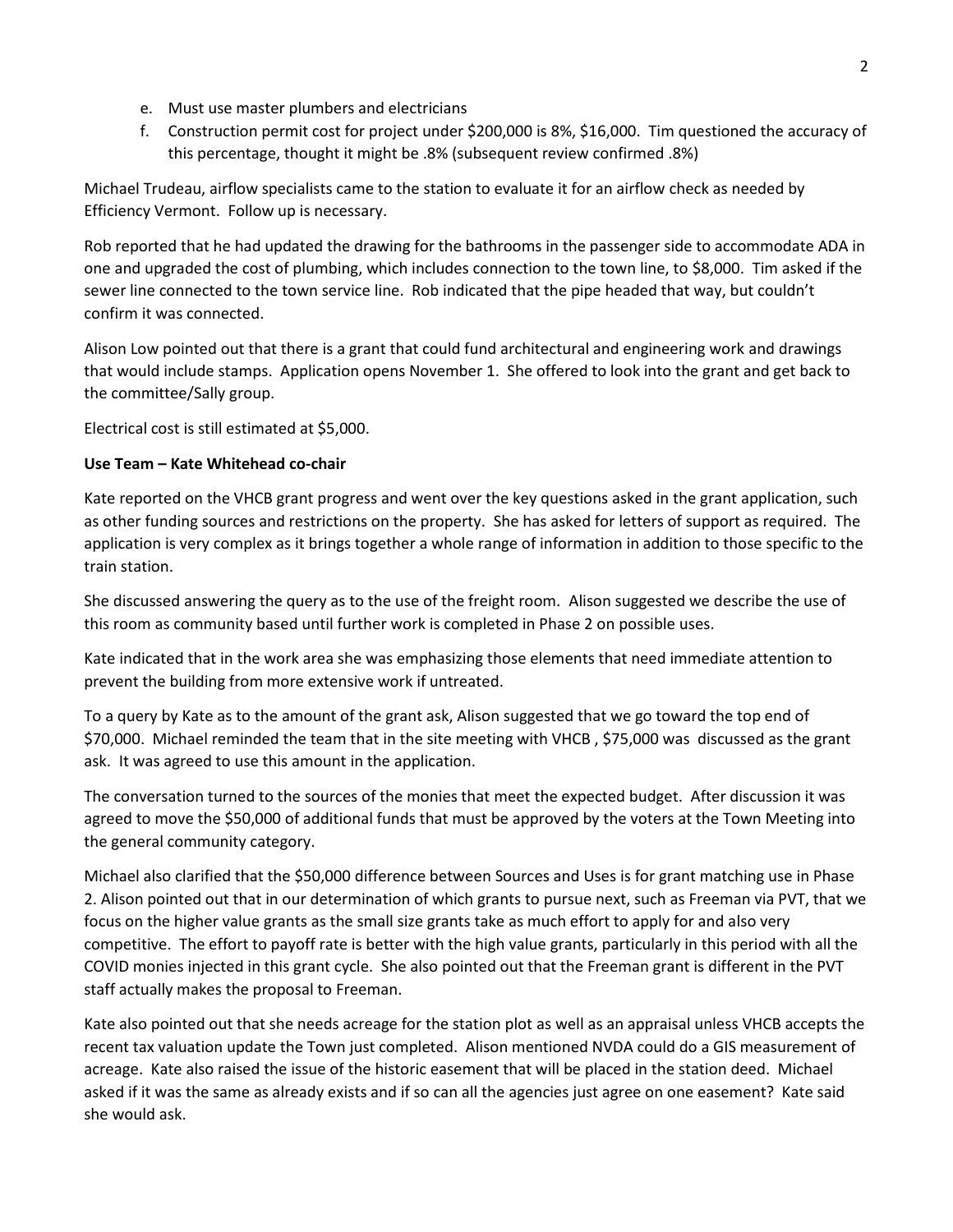e. Must use master plumbers and electricians
f. Construction permit cost for project under $200,000 is 8%, $16,000. Tim questioned the accuracy of this percentage, thought it might be .8% (subsequent review confirmed .8%)

Michael Trudeau, airflow specialists came to the station to evaluate it for an airflow check as needed by Efficiency Vermont. Follow up is necessary.

Rob reported that he had updated the drawing for the bathrooms in the passenger side to accommodate ADA in one and upgraded the cost of plumbing, which includes connection to the town line, to $8,000. Tim asked if the sewer line connected to the town service line. Rob indicated that the pipe headed that way, but couldn't confirm it was connected.

Alison Low pointed out that there is a grant that could fund architectural and engineering work and drawings that would include stamps. Application opens November 1. She offered to look into the grant and get back to the committee/Sally group.

Electrical cost is still estimated at $5,000.

**Use Team – Kate Whitehead co-chair**

Kate reported on the VHCB grant progress and went over the key questions asked in the grant application, such as other funding sources and restrictions on the property. She has asked for letters of support as required. The application is very complex as it brings together a whole range of information in addition to those specific to the train station.

She discussed answering the query as to the use of the freight room. Alison suggested we describe the use of this room as community based until further work is completed in Phase 2 on possible uses.

Kate indicated that in the work area she was emphasizing those elements that need immediate attention to prevent the building from more extensive work if untreated.

To a query by Kate as to the amount of the grant ask, Alison suggested that we go toward the top end of $70,000. Michael reminded the team that in the site meeting with VHCB , $75,000 was discussed as the grant ask. It was agreed to use this amount in the application.

The conversation turned to the sources of the monies that meet the expected budget. After discussion it was agreed to move the $50,000 of additional funds that must be approved by the voters at the Town Meeting into the general community category.

Michael also clarified that the $50,000 difference between Sources and Uses is for grant matching use in Phase 2. Alison pointed out that in our determination of which grants to pursue next, such as Freeman via PVT, that we focus on the higher value grants as the small size grants take as much effort to apply for and also very competitive. The effort to payoff rate is better with the high value grants, particularly in this period with all the COVID monies injected in this grant cycle. She also pointed out that the Freeman grant is different in the PVT staff actually makes the proposal to Freeman.

Kate also pointed out that she needs acreage for the station plot as well as an appraisal unless VHCB accepts the recent tax valuation update the Town just completed. Alison mentioned NVDA could do a GIS measurement of acreage. Kate also raised the issue of the historic easement that will be placed in the station deed. Michael asked if it was the same as already exists and if so can all the agencies just agree on one easement? Kate said she would ask.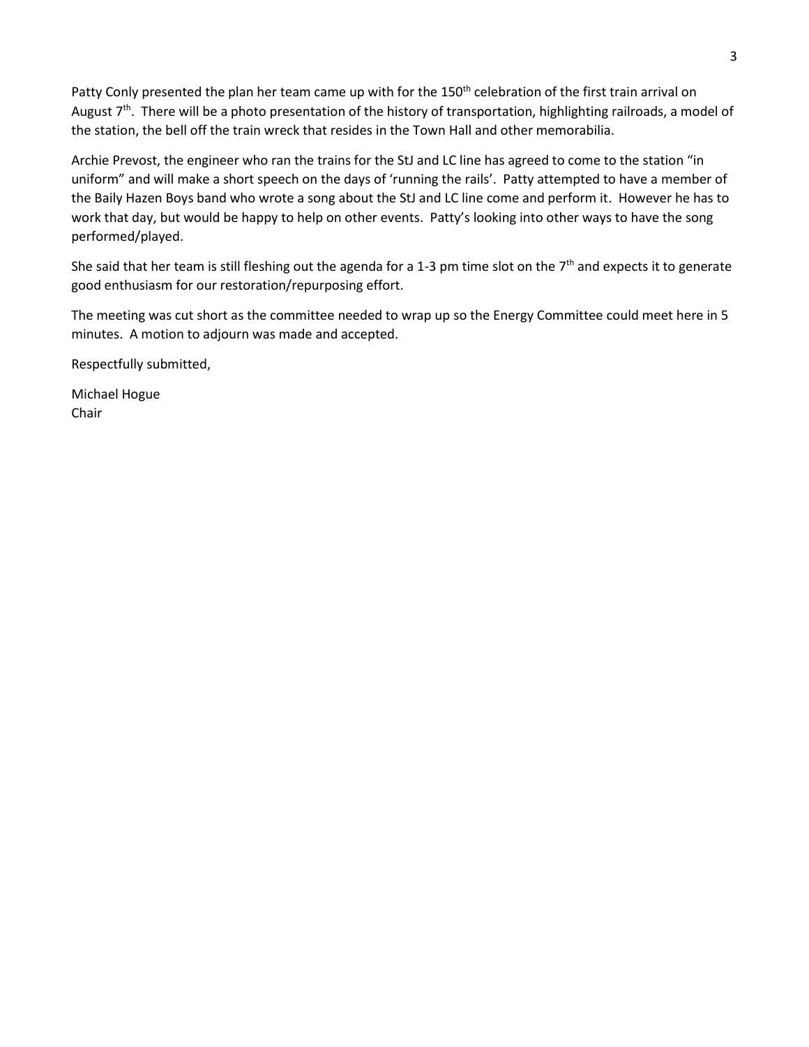Patty Conly presented the plan her team came up with for the 150th celebration of the first train arrival on August 7th. There will be a photo presentation of the history of transportation, highlighting railroads, a model of the station, the bell off the train wreck that resides in the Town Hall and other memorabilia.

Archie Prevost, the engineer who ran the trains for the StJ and LC line has agreed to come to the station "in uniform" and will make a short speech on the days of 'running the rails'. Patty attempted to have a member of the Baily Hazen Boys band who wrote a song about the StJ and LC line come and perform it. However he has to work that day, but would be happy to help on other events. Patty's looking into other ways to have the song performed/played.

She said that her team is still fleshing out the agenda for a 1-3 pm time slot on the 7th and expects it to generate good enthusiasm for our restoration/repurposing effort.

The meeting was cut short as the committee needed to wrap up so the Energy Committee could meet here in 5 minutes. A motion to adjourn was made and accepted.

Respectfully submitted,

Michael Hogue
Chair